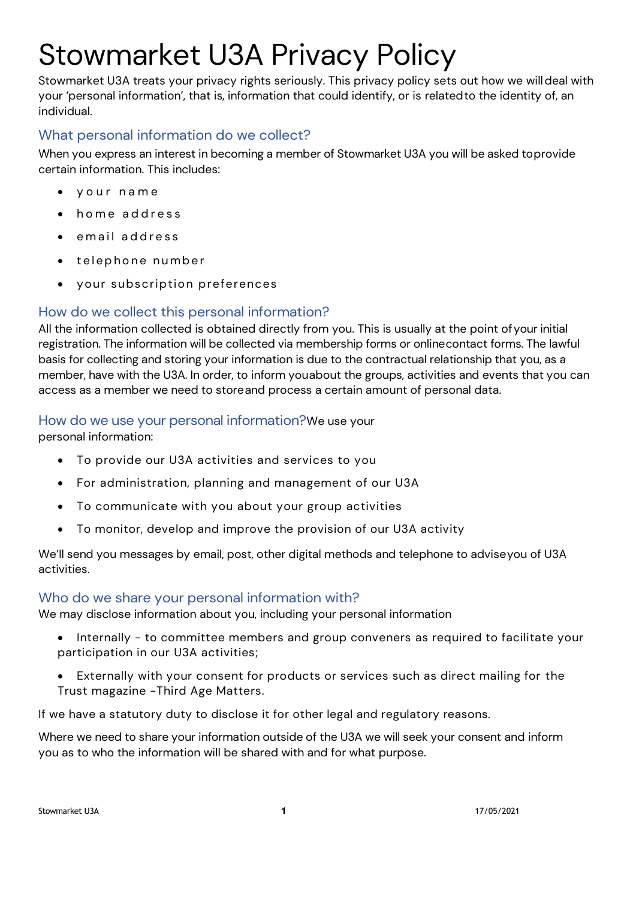# Stowmarket U3A Privacy Policy

Stowmarket U3A treats your privacy rights seriously. This privacy policy sets out how we will deal with your 'personal information', that is, information that could identify, or is related to the identity of, an individual.

## What personal information do we collect?

When you express an interest in becoming a member of Stowmarket U3A you will be asked to provide certain information. This includes:

- your name
- home address
- email address
- telephone number
- your subscription preferences

## How do we collect this personal information?

All the information collected is obtained directly from you. This is usually at the point of your initial registration. The information will be collected via membership forms or online contact forms. The lawful basis for collecting and storing your information is due to the contractual relationship that you, as a member, have with the U3A. In order, to inform you about the groups, activities and events that you can access as a member we need to store and process a certain amount of personal data.

## How do we use your personal information?

We use your personal information:

- To provide our U3A activities and services to you
- For administration, planning and management of our U3A
- To communicate with you about your group activities
- To monitor, develop and improve the provision of our U3A activity

We'll send you messages by email, post, other digital methods and telephone to advise you of U3A activities.

## Who do we share your personal information with?

We may disclose information about you, including your personal information

- Internally – to committee members and group conveners as required to facilitate your participation in our U3A activities;
- Externally with your consent for products or services such as direct mailing for the Trust magazine -Third Age Matters.

If we have a statutory duty to disclose it for other legal and regulatory reasons.

Where we need to share your information outside of the U3A we will seek your consent and inform you as to who the information will be shared with and for what purpose.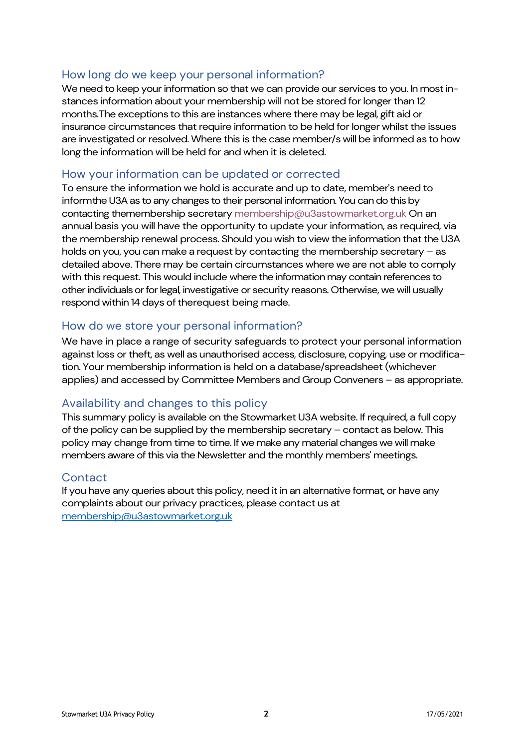## How long do we keep your personal information?

We need to keep your information so that we can provide our services to you. In most instances information about your membership will not be stored for longer than 12 months.The exceptions to this are instances where there may be legal, gift aid or insurance circumstances that require information to be held for longer whilst the issues are investigated or resolved. Where this is the case member/s will be informed as to how long the information will be held for and when it is deleted.

## How your information can be updated or corrected

To ensure the information we hold is accurate and up to date, member's need to informthe U3A as to any changes to their personal information. You can do this by contacting themembership secretary membership@u3astowmarket.org.uk On an annual basis you will have the opportunity to update your information, as required, via the membership renewal process. Should you wish to view the information that the U3A holds on you, you can make a request by contacting the membership secretary – as detailed above. There may be certain circumstances where we are not able to comply with this request. This would include where the information may contain references to other individuals or for legal, investigative or security reasons. Otherwise, we will usually respond within 14 days of therequest being made.

## How do we store your personal information?

We have in place a range of security safeguards to protect your personal information against loss or theft, as well as unauthorised access, disclosure, copying, use or modification. Your membership information is held on a database/spreadsheet (whichever applies) and accessed by Committee Members and Group Conveners – as appropriate.

## Availability and changes to this policy

This summary policy is available on the Stowmarket U3A website. If required, a full copy of the policy can be supplied by the membership secretary – contact as below. This policy may change from time to time. If we make any material changes we will make members aware of this via the Newsletter and the monthly members' meetings.

## Contact

If you have any queries about this policy, need it in an alternative format, or have any complaints about our privacy practices, please contact us at membership@u3astowmarket.org.uk